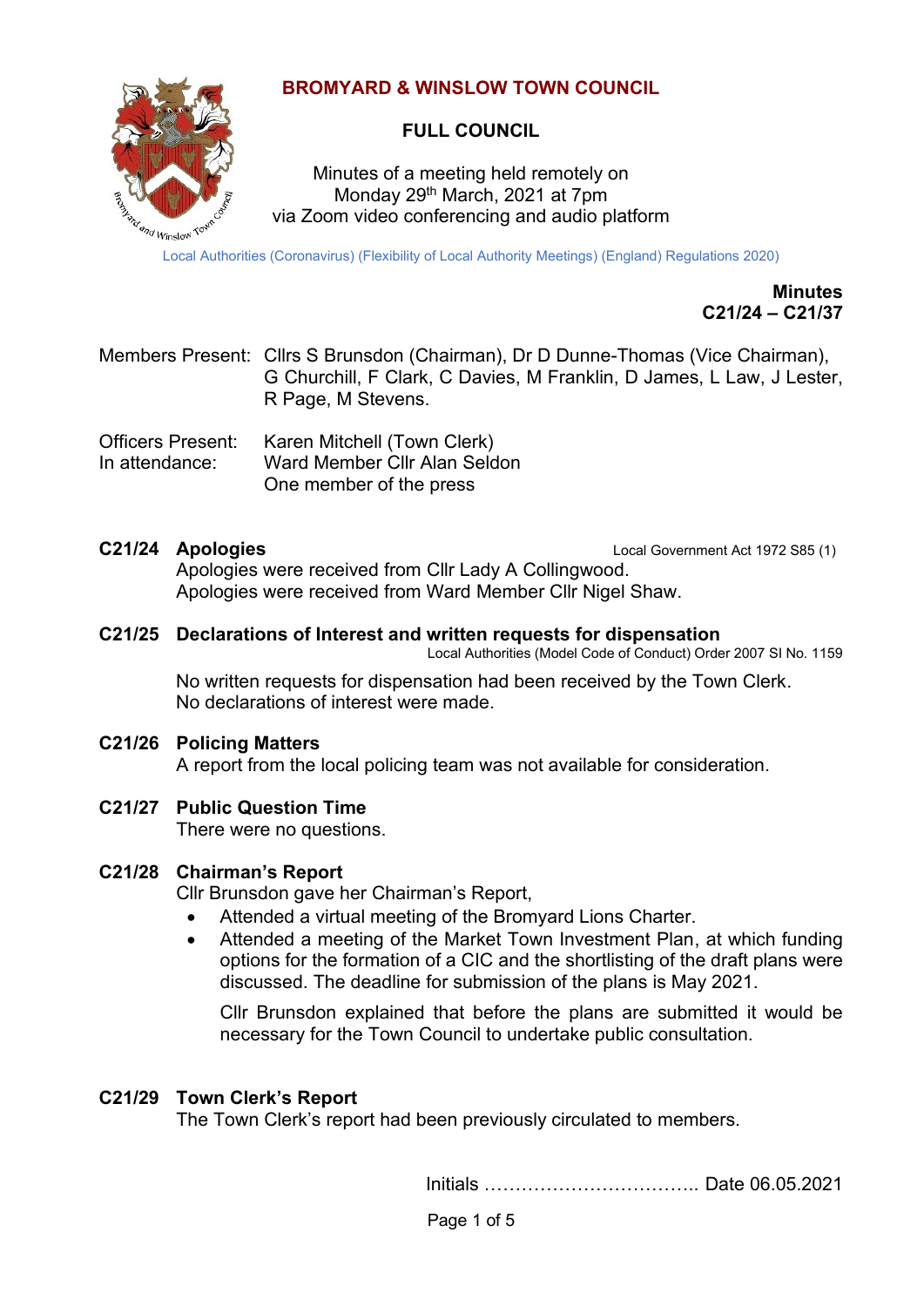# BROMYARD & WINSLOW TOWN COUNCIL

## FULL COUNCIL

Minutes of a meeting held remotely on
Monday 29th March, 2021 at 7pm
via Zoom video conferencing and audio platform

Local Authorities (Coronavirus) (Flexibility of Local Authority Meetings) (England) Regulations 2020)

**Minutes**
**C21/24 – C21/37**

Members Present: Cllrs S Brunsdon (Chairman), Dr D Dunne-Thomas (Vice Chairman), G Churchill, F Clark, C Davies, M Franklin, D James, L Law, J Lester, R Page, M Stevens.

Officers Present: Karen Mitchell (Town Clerk)
In attendance: Ward Member Cllr Alan Seldon
One member of the press

### C21/24 Apologies

Local Government Act 1972 S85 (1)

Apologies were received from Cllr Lady A Collingwood.
Apologies were received from Ward Member Cllr Nigel Shaw.

### C21/25 Declarations of Interest and written requests for dispensation

Local Authorities (Model Code of Conduct) Order 2007 SI No. 1159

No written requests for dispensation had been received by the Town Clerk.
No declarations of interest were made.

### C21/26 Policing Matters

A report from the local policing team was not available for consideration.

### C21/27 Public Question Time

There were no questions.

### C21/28 Chairman's Report

Cllr Brunsdon gave her Chairman's Report,

- Attended a virtual meeting of the Bromyard Lions Charter.
- Attended a meeting of the Market Town Investment Plan, at which funding options for the formation of a CIC and the shortlisting of the draft plans were discussed. The deadline for submission of the plans is May 2021.

  Cllr Brunsdon explained that before the plans are submitted it would be necessary for the Town Council to undertake public consultation.

### C21/29 Town Clerk's Report

The Town Clerk's report had been previously circulated to members.

Initials …………………………….. Date 06.05.2021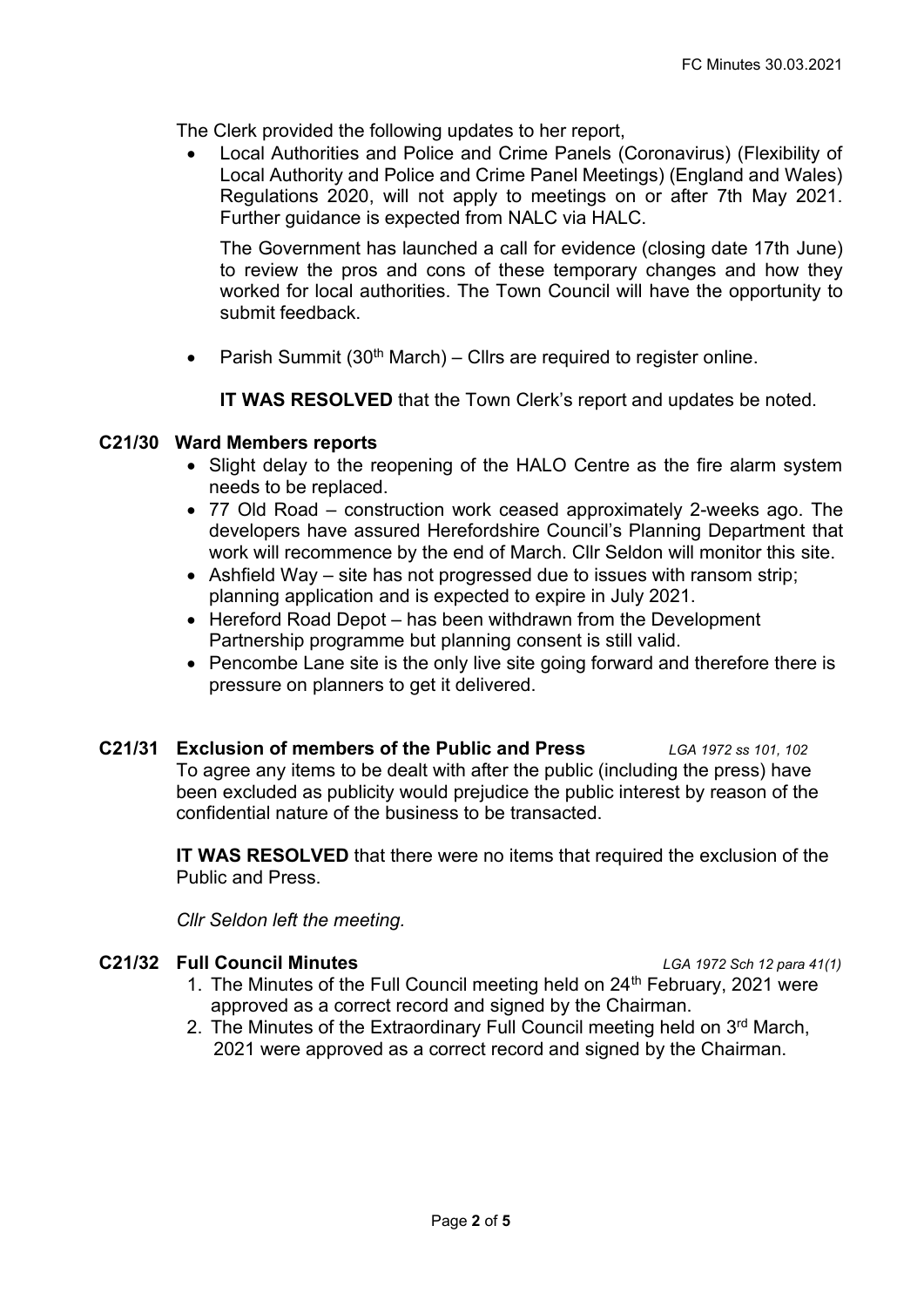The Clerk provided the following updates to her report,

- Local Authorities and Police and Crime Panels (Coronavirus) (Flexibility of Local Authority and Police and Crime Panel Meetings) (England and Wales) Regulations 2020, will not apply to meetings on or after 7th May 2021. Further guidance is expected from NALC via HALC.

  The Government has launched a call for evidence (closing date 17th June) to review the pros and cons of these temporary changes and how they worked for local authorities. The Town Council will have the opportunity to submit feedback.

- Parish Summit (30th March) – Cllrs are required to register online.

  **IT WAS RESOLVED** that the Town Clerk's report and updates be noted.

### C21/30 Ward Members reports

- Slight delay to the reopening of the HALO Centre as the fire alarm system needs to be replaced.
- 77 Old Road – construction work ceased approximately 2-weeks ago. The developers have assured Herefordshire Council's Planning Department that work will recommence by the end of March. Cllr Seldon will monitor this site.
- Ashfield Way – site has not progressed due to issues with ransom strip; planning application and is expected to expire in July 2021.
- Hereford Road Depot – has been withdrawn from the Development Partnership programme but planning consent is still valid.
- Pencombe Lane site is the only live site going forward and therefore there is pressure on planners to get it delivered.

### C21/31 Exclusion of members of the Public and Press *LGA 1972 ss 101, 102*

To agree any items to be dealt with after the public (including the press) have been excluded as publicity would prejudice the public interest by reason of the confidential nature of the business to be transacted.

**IT WAS RESOLVED** that there were no items that required the exclusion of the Public and Press.

*Cllr Seldon left the meeting.*

### C21/32 Full Council Minutes *LGA 1972 Sch 12 para 41(1)*

1. The Minutes of the Full Council meeting held on 24th February, 2021 were approved as a correct record and signed by the Chairman.
2. The Minutes of the Extraordinary Full Council meeting held on 3rd March, 2021 were approved as a correct record and signed by the Chairman.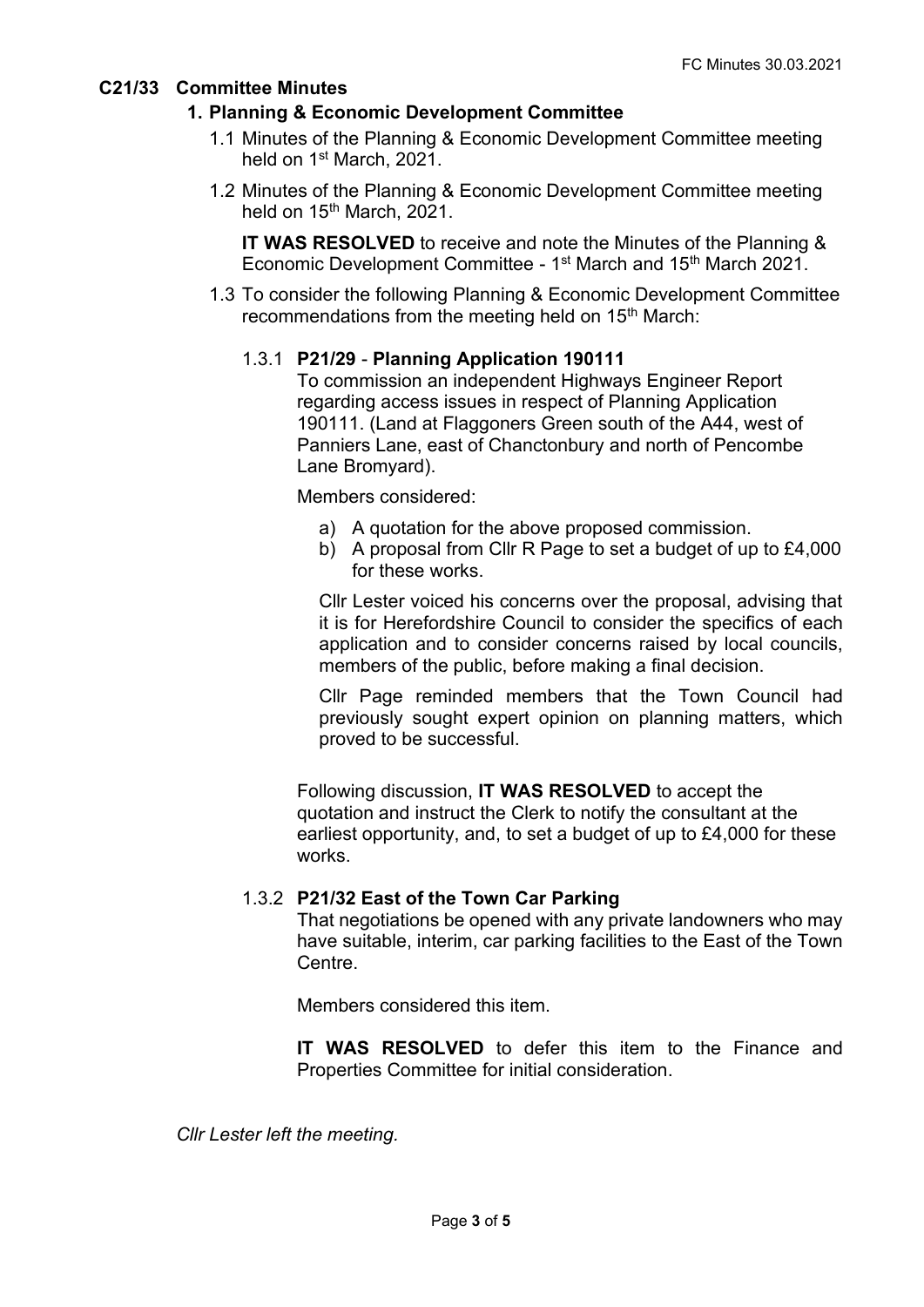## C21/33 Committee Minutes

### 1. Planning & Economic Development Committee

1.1 Minutes of the Planning & Economic Development Committee meeting held on 1st March, 2021.

1.2 Minutes of the Planning & Economic Development Committee meeting held on 15th March, 2021.

**IT WAS RESOLVED** to receive and note the Minutes of the Planning & Economic Development Committee - 1st March and 15th March 2021.

1.3 To consider the following Planning & Economic Development Committee recommendations from the meeting held on 15th March:

1.3.1 **P21/29 - Planning Application 190111**

To commission an independent Highways Engineer Report regarding access issues in respect of Planning Application 190111. (Land at Flaggoners Green south of the A44, west of Panniers Lane, east of Chanctonbury and north of Pencombe Lane Bromyard).

Members considered:

a) A quotation for the above proposed commission.
b) A proposal from Cllr R Page to set a budget of up to £4,000 for these works.

Cllr Lester voiced his concerns over the proposal, advising that it is for Herefordshire Council to consider the specifics of each application and to consider concerns raised by local councils, members of the public, before making a final decision.

Cllr Page reminded members that the Town Council had previously sought expert opinion on planning matters, which proved to be successful.

Following discussion, **IT WAS RESOLVED** to accept the quotation and instruct the Clerk to notify the consultant at the earliest opportunity, and, to set a budget of up to £4,000 for these works.

1.3.2 **P21/32 East of the Town Car Parking**

That negotiations be opened with any private landowners who may have suitable, interim, car parking facilities to the East of the Town Centre.

Members considered this item.

**IT WAS RESOLVED** to defer this item to the Finance and Properties Committee for initial consideration.

*Cllr Lester left the meeting.*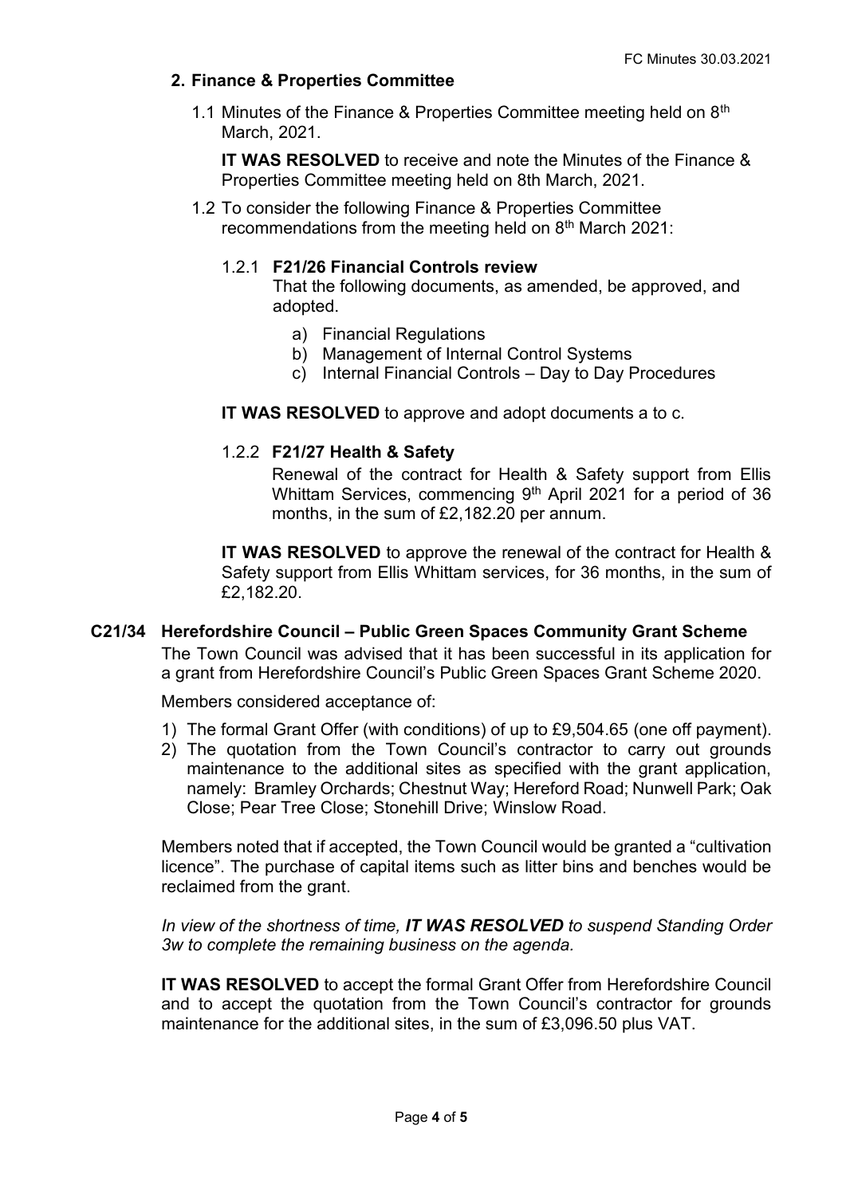**2. Finance & Properties Committee**

1.1 Minutes of the Finance & Properties Committee meeting held on 8th March, 2021.

**IT WAS RESOLVED** to receive and note the Minutes of the Finance & Properties Committee meeting held on 8th March, 2021.

1.2 To consider the following Finance & Properties Committee recommendations from the meeting held on 8th March 2021:

1.2.1 **F21/26 Financial Controls review**

That the following documents, as amended, be approved, and adopted.

a) Financial Regulations
b) Management of Internal Control Systems
c) Internal Financial Controls – Day to Day Procedures

**IT WAS RESOLVED** to approve and adopt documents a to c.

1.2.2 **F21/27 Health & Safety**

Renewal of the contract for Health & Safety support from Ellis Whittam Services, commencing 9th April 2021 for a period of 36 months, in the sum of £2,182.20 per annum.

**IT WAS RESOLVED** to approve the renewal of the contract for Health & Safety support from Ellis Whittam services, for 36 months, in the sum of £2,182.20.

**C21/34 Herefordshire Council – Public Green Spaces Community Grant Scheme**

The Town Council was advised that it has been successful in its application for a grant from Herefordshire Council's Public Green Spaces Grant Scheme 2020.

Members considered acceptance of:

1) The formal Grant Offer (with conditions) of up to £9,504.65 (one off payment).
2) The quotation from the Town Council's contractor to carry out grounds maintenance to the additional sites as specified with the grant application, namely: Bramley Orchards; Chestnut Way; Hereford Road; Nunwell Park; Oak Close; Pear Tree Close; Stonehill Drive; Winslow Road.

Members noted that if accepted, the Town Council would be granted a "cultivation licence". The purchase of capital items such as litter bins and benches would be reclaimed from the grant.

*In view of the shortness of time, **IT WAS RESOLVED** to suspend Standing Order 3w to complete the remaining business on the agenda.*

**IT WAS RESOLVED** to accept the formal Grant Offer from Herefordshire Council and to accept the quotation from the Town Council's contractor for grounds maintenance for the additional sites, in the sum of £3,096.50 plus VAT.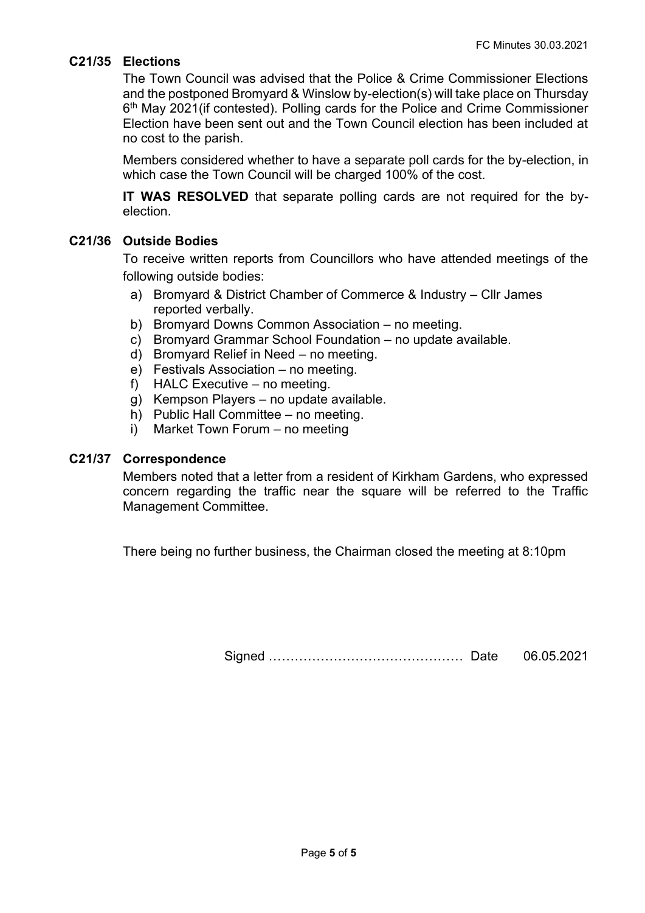### C21/35 Elections

The Town Council was advised that the Police & Crime Commissioner Elections and the postponed Bromyard & Winslow by-election(s) will take place on Thursday 6th May 2021(if contested). Polling cards for the Police and Crime Commissioner Election have been sent out and the Town Council election has been included at no cost to the parish.

Members considered whether to have a separate poll cards for the by-election, in which case the Town Council will be charged 100% of the cost.

**IT WAS RESOLVED** that separate polling cards are not required for the by-election.

### C21/36 Outside Bodies

To receive written reports from Councillors who have attended meetings of the following outside bodies:

a) Bromyard & District Chamber of Commerce & Industry – Cllr James reported verbally.
b) Bromyard Downs Common Association – no meeting.
c) Bromyard Grammar School Foundation – no update available.
d) Bromyard Relief in Need – no meeting.
e) Festivals Association – no meeting.
f) HALC Executive – no meeting.
g) Kempson Players – no update available.
h) Public Hall Committee – no meeting.
i) Market Town Forum – no meeting

### C21/37 Correspondence

Members noted that a letter from a resident of Kirkham Gardens, who expressed concern regarding the traffic near the square will be referred to the Traffic Management Committee.

There being no further business, the Chairman closed the meeting at 8:10pm

Signed ……………………………………… Date 06.05.2021